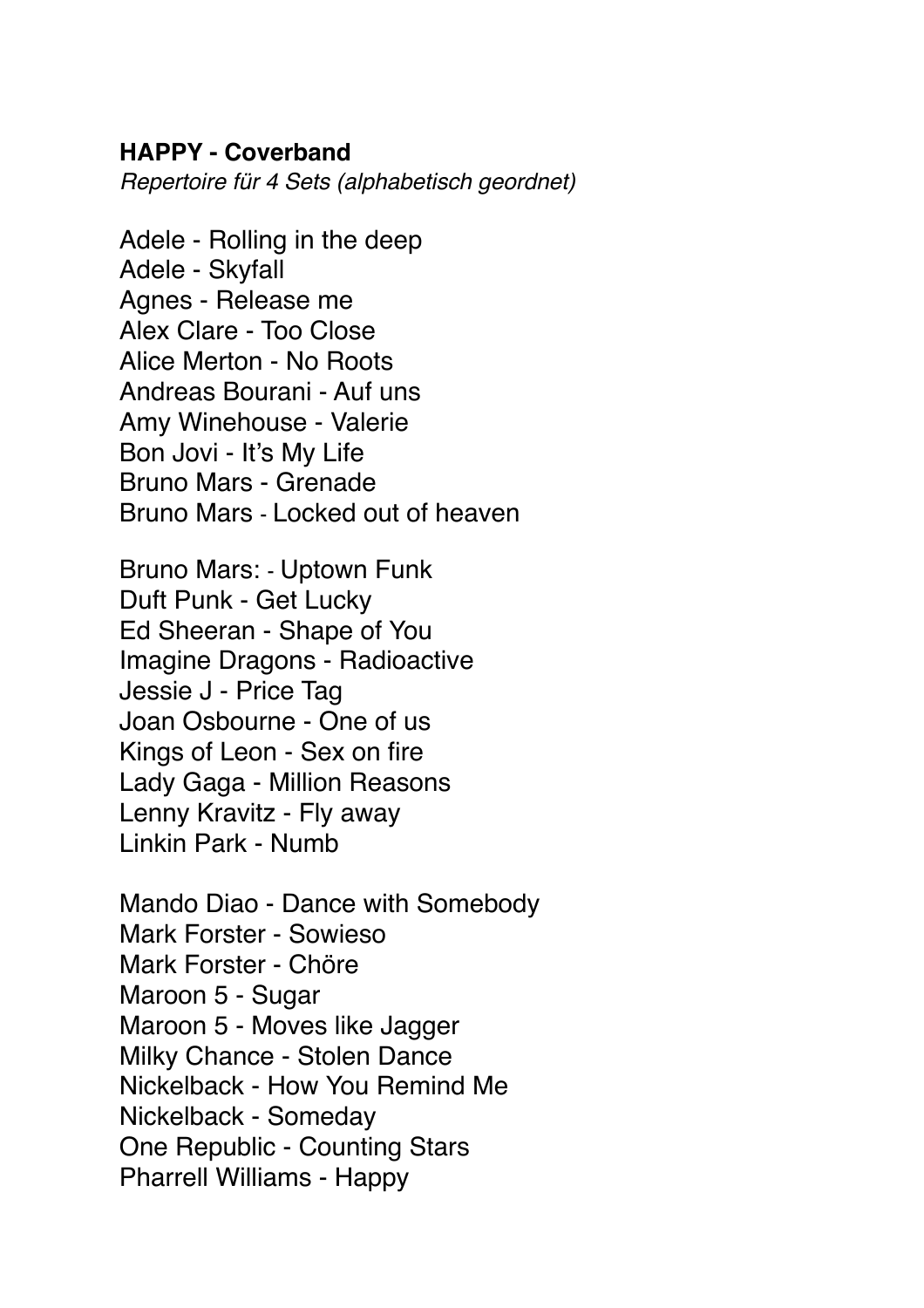**HAPPY - Coverband**

*Repertoire für 4 Sets (alphabetisch geordnet)*

Adele - Rolling in the deep
Adele - Skyfall
Agnes - Release me
Alex Clare - Too Close
Alice Merton - No Roots
Andreas Bourani - Auf uns
Amy Winehouse - Valerie
Bon Jovi - It's My Life
Bruno Mars - Grenade
Bruno Mars - Locked out of heaven

Bruno Mars: - Uptown Funk
Duft Punk - Get Lucky
Ed Sheeran - Shape of You
Imagine Dragons - Radioactive
Jessie J - Price Tag
Joan Osbourne - One of us
Kings of Leon - Sex on fire
Lady Gaga - Million Reasons
Lenny Kravitz - Fly away
Linkin Park - Numb

Mando Diao - Dance with Somebody
Mark Forster - Sowieso
Mark Forster - Chöre
Maroon 5 - Sugar
Maroon 5 - Moves like Jagger
Milky Chance - Stolen Dance
Nickelback - How You Remind Me
Nickelback - Someday
One Republic - Counting Stars
Pharrell Williams - Happy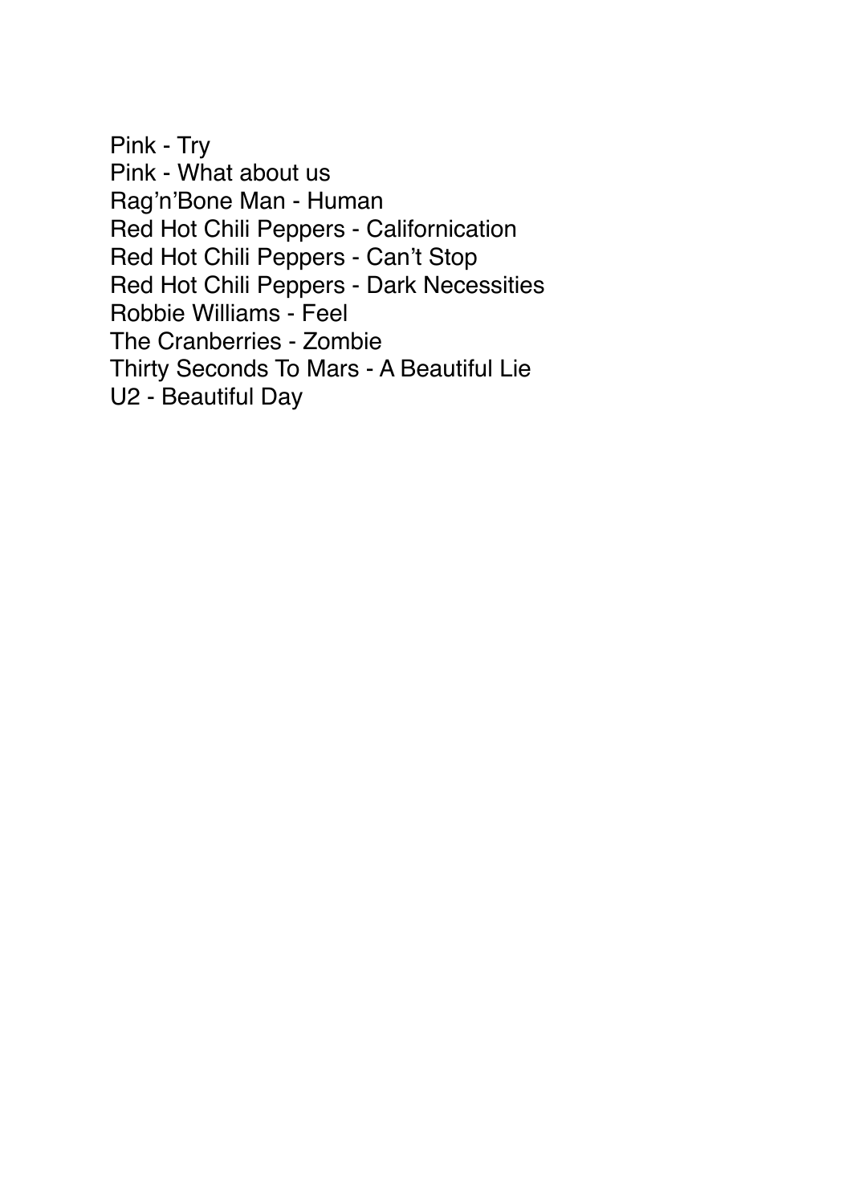Pink - Try
Pink - What about us
Rag'n'Bone Man - Human
Red Hot Chili Peppers - Californication
Red Hot Chili Peppers - Can't Stop
Red Hot Chili Peppers - Dark Necessities
Robbie Williams - Feel
The Cranberries - Zombie
Thirty Seconds To Mars - A Beautiful Lie
U2 - Beautiful Day